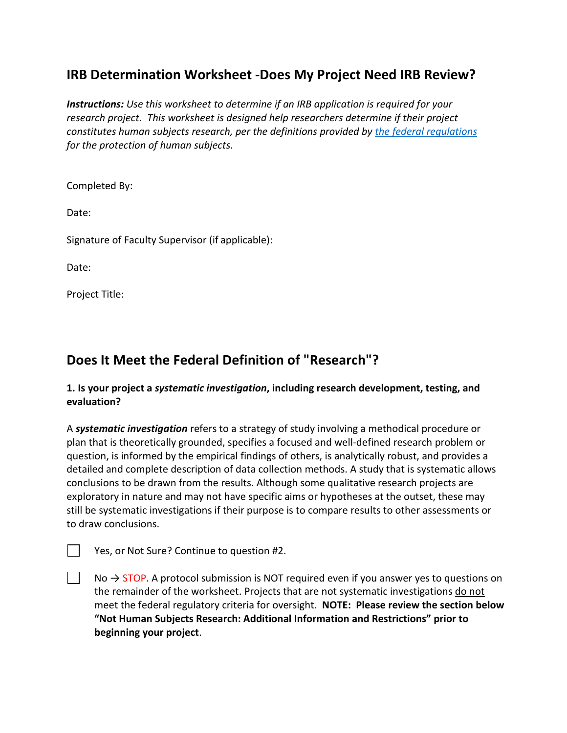## IRB Determination Worksheet -Does My Project Need IRB Review?

***Instructions:*** *Use this worksheet to determine if an IRB application is required for your research project. This worksheet is designed help researchers determine if their project constitutes human subjects research, per the definitions provided by [the federal regulations]() for the protection of human subjects.*

Completed By:

Date:

Signature of Faculty Supervisor (if applicable):

Date:

Project Title:

## Does It Meet the Federal Definition of "Research"?

**1. Is your project a *systematic investigation*, including research development, testing, and evaluation?**

A ***systematic investigation*** refers to a strategy of study involving a methodical procedure or plan that is theoretically grounded, specifies a focused and well-defined research problem or question, is informed by the empirical findings of others, is analytically robust, and provides a detailed and complete description of data collection methods. A study that is systematic allows conclusions to be drawn from the results. Although some qualitative research projects are exploratory in nature and may not have specific aims or hypotheses at the outset, these may still be systematic investigations if their purpose is to compare results to other assessments or to draw conclusions.

☐ Yes, or Not Sure? Continue to question #2.

☐ No → STOP. A protocol submission is NOT required even if you answer yes to questions on the remainder of the worksheet. Projects that are not systematic investigations do not meet the federal regulatory criteria for oversight. **NOTE: Please review the section below "Not Human Subjects Research: Additional Information and Restrictions" prior to beginning your project**.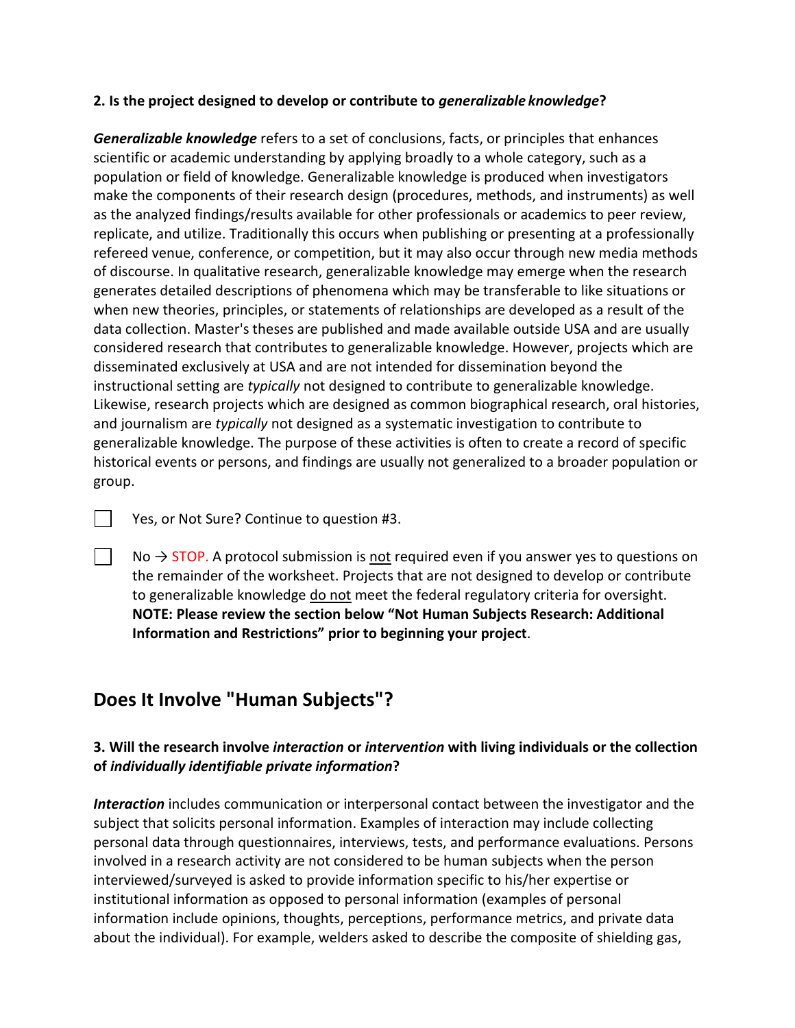**2. Is the project designed to develop or contribute to *generalizable knowledge*?**

***Generalizable knowledge*** refers to a set of conclusions, facts, or principles that enhances scientific or academic understanding by applying broadly to a whole category, such as a population or field of knowledge. Generalizable knowledge is produced when investigators make the components of their research design (procedures, methods, and instruments) as well as the analyzed findings/results available for other professionals or academics to peer review, replicate, and utilize. Traditionally this occurs when publishing or presenting at a professionally refereed venue, conference, or competition, but it may also occur through new media methods of discourse. In qualitative research, generalizable knowledge may emerge when the research generates detailed descriptions of phenomena which may be transferable to like situations or when new theories, principles, or statements of relationships are developed as a result of the data collection. Master's theses are published and made available outside USA and are usually considered research that contributes to generalizable knowledge. However, projects which are disseminated exclusively at USA and are not intended for dissemination beyond the instructional setting are *typically* not designed to contribute to generalizable knowledge. Likewise, research projects which are designed as common biographical research, oral histories, and journalism are *typically* not designed as a systematic investigation to contribute to generalizable knowledge. The purpose of these activities is often to create a record of specific historical events or persons, and findings are usually not generalized to a broader population or group.

☐ Yes, or Not Sure? Continue to question #3.

☐ No → STOP. A protocol submission is not required even if you answer yes to questions on the remainder of the worksheet. Projects that are not designed to develop or contribute to generalizable knowledge do not meet the federal regulatory criteria for oversight. **NOTE: Please review the section below "Not Human Subjects Research: Additional Information and Restrictions" prior to beginning your project**.

## Does It Involve "Human Subjects"?

**3. Will the research involve *interaction* or *intervention* with living individuals or the collection of *individually identifiable private information*?**

***Interaction*** includes communication or interpersonal contact between the investigator and the subject that solicits personal information. Examples of interaction may include collecting personal data through questionnaires, interviews, tests, and performance evaluations. Persons involved in a research activity are not considered to be human subjects when the person interviewed/surveyed is asked to provide information specific to his/her expertise or institutional information as opposed to personal information (examples of personal information include opinions, thoughts, perceptions, performance metrics, and private data about the individual). For example, welders asked to describe the composite of shielding gas,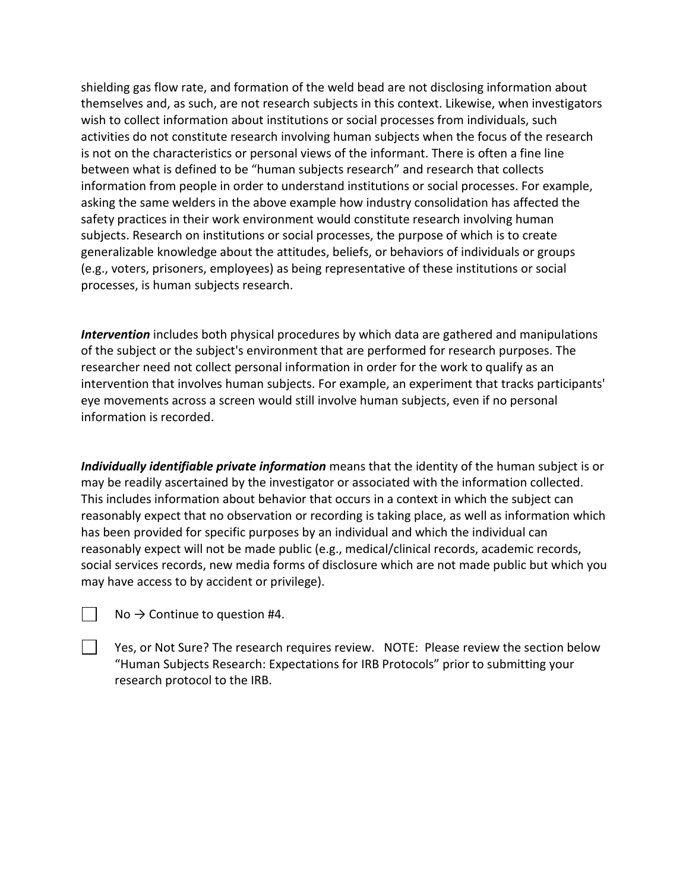shielding gas flow rate, and formation of the weld bead are not disclosing information about themselves and, as such, are not research subjects in this context. Likewise, when investigators wish to collect information about institutions or social processes from individuals, such activities do not constitute research involving human subjects when the focus of the research is not on the characteristics or personal views of the informant. There is often a fine line between what is defined to be "human subjects research" and research that collects information from people in order to understand institutions or social processes. For example, asking the same welders in the above example how industry consolidation has affected the safety practices in their work environment would constitute research involving human subjects. Research on institutions or social processes, the purpose of which is to create generalizable knowledge about the attitudes, beliefs, or behaviors of individuals or groups (e.g., voters, prisoners, employees) as being representative of these institutions or social processes, is human subjects research.

***Intervention*** includes both physical procedures by which data are gathered and manipulations of the subject or the subject's environment that are performed for research purposes. The researcher need not collect personal information in order for the work to qualify as an intervention that involves human subjects. For example, an experiment that tracks participants' eye movements across a screen would still involve human subjects, even if no personal information is recorded.

***Individually identifiable private information*** means that the identity of the human subject is or may be readily ascertained by the investigator or associated with the information collected. This includes information about behavior that occurs in a context in which the subject can reasonably expect that no observation or recording is taking place, as well as information which has been provided for specific purposes by an individual and which the individual can reasonably expect will not be made public (e.g., medical/clinical records, academic records, social services records, new media forms of disclosure which are not made public but which you may have access to by accident or privilege).

☐ No → Continue to question #4.

☐ Yes, or Not Sure? The research requires review. NOTE: Please review the section below "Human Subjects Research: Expectations for IRB Protocols" prior to submitting your research protocol to the IRB.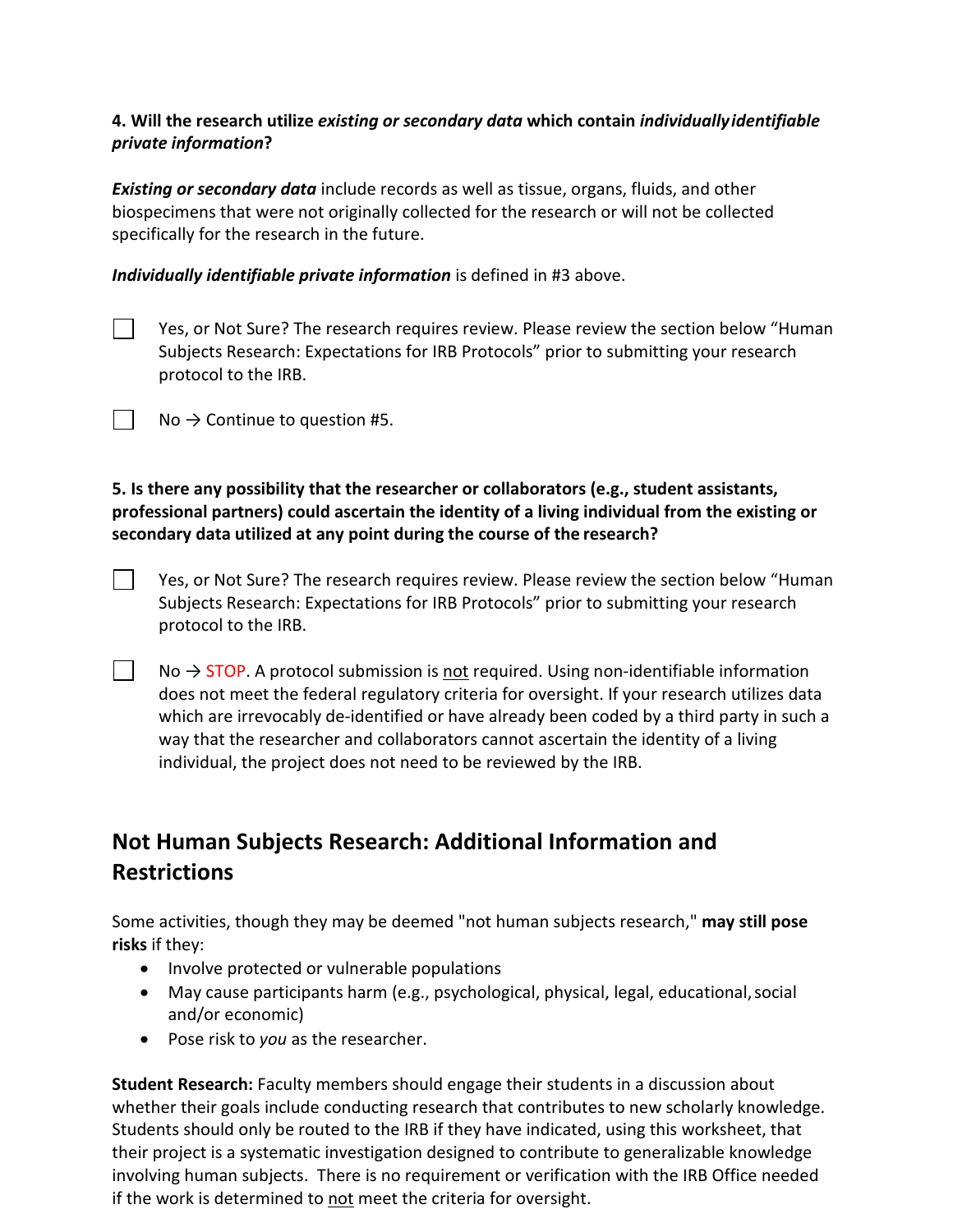**4. Will the research utilize *existing or secondary data* which contain *individually identifiable private information*?**

***Existing or secondary data*** include records as well as tissue, organs, fluids, and other biospecimens that were not originally collected for the research or will not be collected specifically for the research in the future.

***Individually identifiable private information*** is defined in #3 above.

☐ Yes, or Not Sure? The research requires review. Please review the section below "Human Subjects Research: Expectations for IRB Protocols" prior to submitting your research protocol to the IRB.

☐ No → Continue to question #5.

**5. Is there any possibility that the researcher or collaborators (e.g., student assistants, professional partners) could ascertain the identity of a living individual from the existing or secondary data utilized at any point during the course of the research?**

☐ Yes, or Not Sure? The research requires review. Please review the section below "Human Subjects Research: Expectations for IRB Protocols" prior to submitting your research protocol to the IRB.

☐ No → STOP. A protocol submission is <u>not</u> required. Using non-identifiable information does not meet the federal regulatory criteria for oversight. If your research utilizes data which are irrevocably de-identified or have already been coded by a third party in such a way that the researcher and collaborators cannot ascertain the identity of a living individual, the project does not need to be reviewed by the IRB.

## Not Human Subjects Research: Additional Information and Restrictions

Some activities, though they may be deemed "not human subjects research," **may still pose risks** if they:

- Involve protected or vulnerable populations
- May cause participants harm (e.g., psychological, physical, legal, educational, social and/or economic)
- Pose risk to *you* as the researcher.

**Student Research:** Faculty members should engage their students in a discussion about whether their goals include conducting research that contributes to new scholarly knowledge. Students should only be routed to the IRB if they have indicated, using this worksheet, that their project is a systematic investigation designed to contribute to generalizable knowledge involving human subjects. There is no requirement or verification with the IRB Office needed if the work is determined to <u>not</u> meet the criteria for oversight.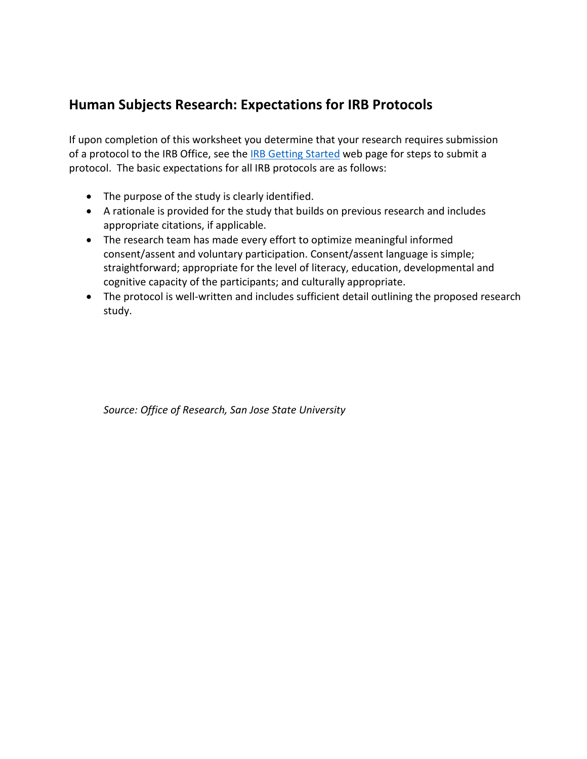## Human Subjects Research: Expectations for IRB Protocols

If upon completion of this worksheet you determine that your research requires submission of a protocol to the IRB Office, see the IRB Getting Started web page for steps to submit a protocol. The basic expectations for all IRB protocols are as follows:

- The purpose of the study is clearly identified.
- A rationale is provided for the study that builds on previous research and includes appropriate citations, if applicable.
- The research team has made every effort to optimize meaningful informed consent/assent and voluntary participation. Consent/assent language is simple; straightforward; appropriate for the level of literacy, education, developmental and cognitive capacity of the participants; and culturally appropriate.
- The protocol is well-written and includes sufficient detail outlining the proposed research study.

*Source: Office of Research, San Jose State University*